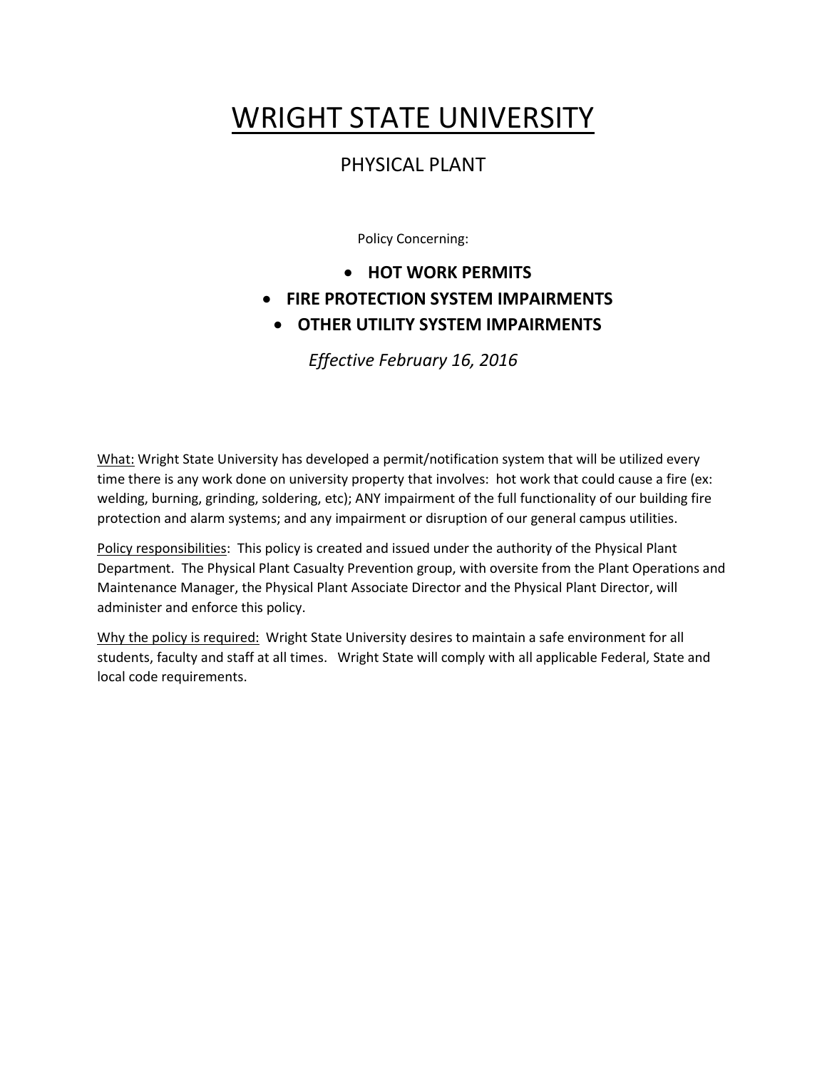# WRIGHT STATE UNIVERSITY

## PHYSICAL PLANT

Policy Concerning:

- **HOT WORK PERMITS**
- **FIRE PROTECTION SYSTEM IMPAIRMENTS**
- **OTHER UTILITY SYSTEM IMPAIRMENTS**

*Effective February 16, 2016*

What: Wright State University has developed a permit/notification system that will be utilized every time there is any work done on university property that involves: hot work that could cause a fire (ex: welding, burning, grinding, soldering, etc); ANY impairment of the full functionality of our building fire protection and alarm systems; and any impairment or disruption of our general campus utilities.

Policy responsibilities: This policy is created and issued under the authority of the Physical Plant Department. The Physical Plant Casualty Prevention group, with oversite from the Plant Operations and Maintenance Manager, the Physical Plant Associate Director and the Physical Plant Director, will administer and enforce this policy.

Why the policy is required: Wright State University desires to maintain a safe environment for all students, faculty and staff at all times. Wright State will comply with all applicable Federal, State and local code requirements.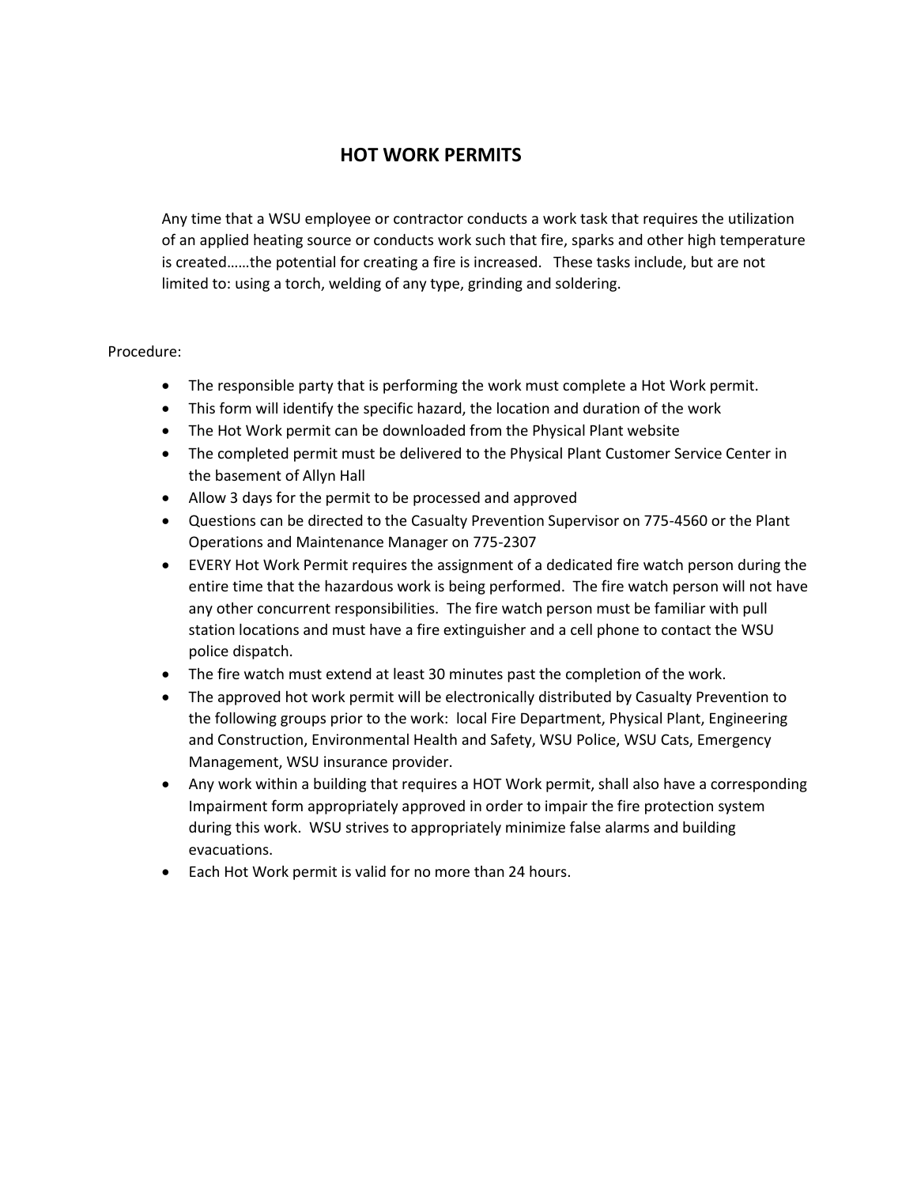# HOT WORK PERMITS

Any time that a WSU employee or contractor conducts a work task that requires the utilization of an applied heating source or conducts work such that fire, sparks and other high temperature is created……the potential for creating a fire is increased. These tasks include, but are not limited to: using a torch, welding of any type, grinding and soldering.

Procedure:

- The responsible party that is performing the work must complete a Hot Work permit.
- This form will identify the specific hazard, the location and duration of the work
- The Hot Work permit can be downloaded from the Physical Plant website
- The completed permit must be delivered to the Physical Plant Customer Service Center in the basement of Allyn Hall
- Allow 3 days for the permit to be processed and approved
- Questions can be directed to the Casualty Prevention Supervisor on 775-4560 or the Plant Operations and Maintenance Manager on 775-2307
- EVERY Hot Work Permit requires the assignment of a dedicated fire watch person during the entire time that the hazardous work is being performed. The fire watch person will not have any other concurrent responsibilities. The fire watch person must be familiar with pull station locations and must have a fire extinguisher and a cell phone to contact the WSU police dispatch.
- The fire watch must extend at least 30 minutes past the completion of the work.
- The approved hot work permit will be electronically distributed by Casualty Prevention to the following groups prior to the work: local Fire Department, Physical Plant, Engineering and Construction, Environmental Health and Safety, WSU Police, WSU Cats, Emergency Management, WSU insurance provider.
- Any work within a building that requires a HOT Work permit, shall also have a corresponding Impairment form appropriately approved in order to impair the fire protection system during this work. WSU strives to appropriately minimize false alarms and building evacuations.
- Each Hot Work permit is valid for no more than 24 hours.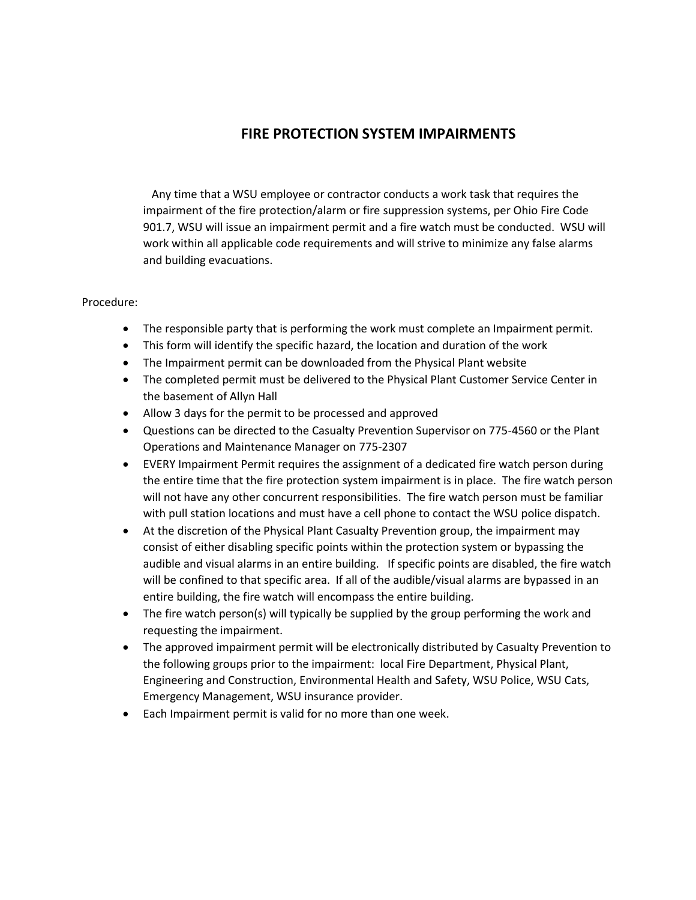# FIRE PROTECTION SYSTEM IMPAIRMENTS

Any time that a WSU employee or contractor conducts a work task that requires the impairment of the fire protection/alarm or fire suppression systems, per Ohio Fire Code 901.7, WSU will issue an impairment permit and a fire watch must be conducted. WSU will work within all applicable code requirements and will strive to minimize any false alarms and building evacuations.

Procedure:

- The responsible party that is performing the work must complete an Impairment permit.
- This form will identify the specific hazard, the location and duration of the work
- The Impairment permit can be downloaded from the Physical Plant website
- The completed permit must be delivered to the Physical Plant Customer Service Center in the basement of Allyn Hall
- Allow 3 days for the permit to be processed and approved
- Questions can be directed to the Casualty Prevention Supervisor on 775-4560 or the Plant Operations and Maintenance Manager on 775-2307
- EVERY Impairment Permit requires the assignment of a dedicated fire watch person during the entire time that the fire protection system impairment is in place. The fire watch person will not have any other concurrent responsibilities. The fire watch person must be familiar with pull station locations and must have a cell phone to contact the WSU police dispatch.
- At the discretion of the Physical Plant Casualty Prevention group, the impairment may consist of either disabling specific points within the protection system or bypassing the audible and visual alarms in an entire building. If specific points are disabled, the fire watch will be confined to that specific area. If all of the audible/visual alarms are bypassed in an entire building, the fire watch will encompass the entire building.
- The fire watch person(s) will typically be supplied by the group performing the work and requesting the impairment.
- The approved impairment permit will be electronically distributed by Casualty Prevention to the following groups prior to the impairment: local Fire Department, Physical Plant, Engineering and Construction, Environmental Health and Safety, WSU Police, WSU Cats, Emergency Management, WSU insurance provider.
- Each Impairment permit is valid for no more than one week.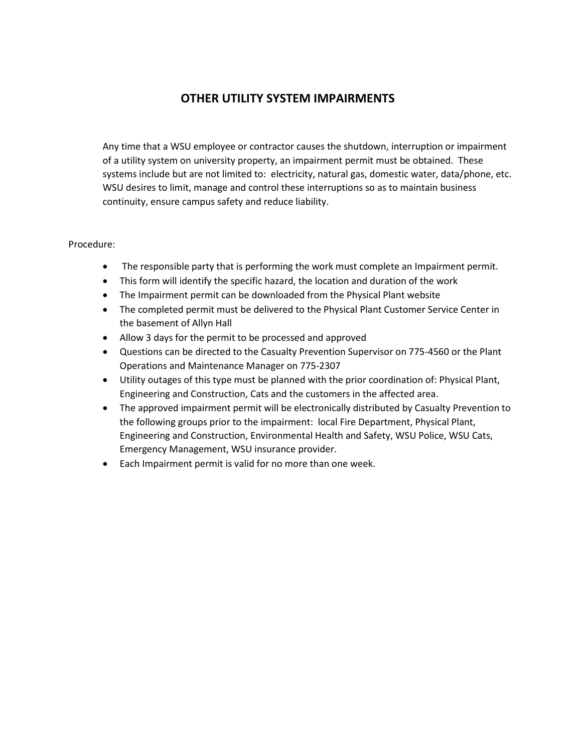# OTHER UTILITY SYSTEM IMPAIRMENTS

Any time that a WSU employee or contractor causes the shutdown, interruption or impairment of a utility system on university property, an impairment permit must be obtained. These systems include but are not limited to: electricity, natural gas, domestic water, data/phone, etc. WSU desires to limit, manage and control these interruptions so as to maintain business continuity, ensure campus safety and reduce liability.

Procedure:

- The responsible party that is performing the work must complete an Impairment permit.
- This form will identify the specific hazard, the location and duration of the work
- The Impairment permit can be downloaded from the Physical Plant website
- The completed permit must be delivered to the Physical Plant Customer Service Center in the basement of Allyn Hall
- Allow 3 days for the permit to be processed and approved
- Questions can be directed to the Casualty Prevention Supervisor on 775-4560 or the Plant Operations and Maintenance Manager on 775-2307
- Utility outages of this type must be planned with the prior coordination of: Physical Plant, Engineering and Construction, Cats and the customers in the affected area.
- The approved impairment permit will be electronically distributed by Casualty Prevention to the following groups prior to the impairment: local Fire Department, Physical Plant, Engineering and Construction, Environmental Health and Safety, WSU Police, WSU Cats, Emergency Management, WSU insurance provider.
- Each Impairment permit is valid for no more than one week.